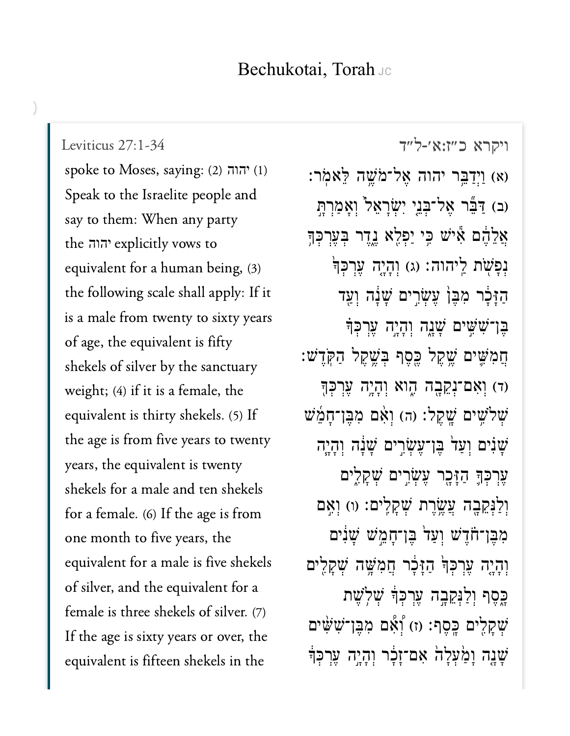# Bechukotai, Torah

## Leviticus 27:1-34

(1) יהוה spoke to Moses, saying: (2) Speak to the Israelite people and say to them: When any party explicitly vows to יהוה the equivalent for a human being, (3) the following scale shall apply: If it is a male from twenty to sixty years of age, the equivalent is fifty shekels of silver by the sanctuary weight; (4) if it is a female, the equivalent is thirty shekels. (5) If the age is from five years to twenty years, the equivalent is twenty shekels for a male and ten shekels for a female. (6) If the age is from one month to five years, the equivalent for a male is five shekels of silver, and the equivalent for a female is three shekels of silver. (7) If the age is sixty years or over, the equivalent is fifteen shekels in the

## ויקרא כ״ז:א׳-ל״ד

(א) וַיְדַבֵּר יהוה אֶל־מֹשֶׁה לֵּאמֹר׃ (ב) דַּבֵּר אֶל־בְּנֵי יִשְׂרָאֵל וְאָמַרְתָּ אֲלֵהֶם אִישׁ כִּי יַפְלִא נֶדֶר בְּעֶרְכְּךָ נְפָשֹׁת לַיהוה׃ (ג) וְהָיָה עֶרְכְּךָ הַזָּכָר מִבֶּן עֶשְׂרִים שָׁנָה וְעַד בֶּן־שִׁשִּׁים שָׁנָה וְהָיָה עֶרְכְּךָ חֲמִשִּׁים שֶׁקֶל כֶּסֶף בְּשֶׁקֶל הַקֹּדֶשׁ׃ (ד) וְאִם־נְקֵבָה הִוא וְהָיָה עֶרְכְּךָ שְׁלֹשִׁים שָׁקֶל׃ (ה) וְאִם מִבֶּן־חָמֵשׁ שָׁנִים וְעַד בֶּן־עֶשְׂרִים שָׁנָה וְהָיָה עֶרְכְּךָ הַזָּכָר עֶשְׂרִים שְׁקָלִים וְלַנְּקֵבָה עֲשֶׂרֶת שְׁקָלִים׃ (ו) וְאִם מִבֶּן־חֹדֶשׁ וְעַד בֶּן־חָמֵשׁ שָׁנִים וְהָיָה עֶרְכְּךָ הַזָּכָר חֲמִשָּׁה שְׁקָלִים כָּסֶף וְלַנְּקֵבָה עֶרְכְּךָ שְׁלֹשֶׁת שְׁקָלִים כָּסֶף׃ (ז) וְאִם מִבֶּן־שִׁשִּׁים שָׁנָה וָמַעְלָה אִם־זָכָר וְהָיָה עֶרְכְּךָ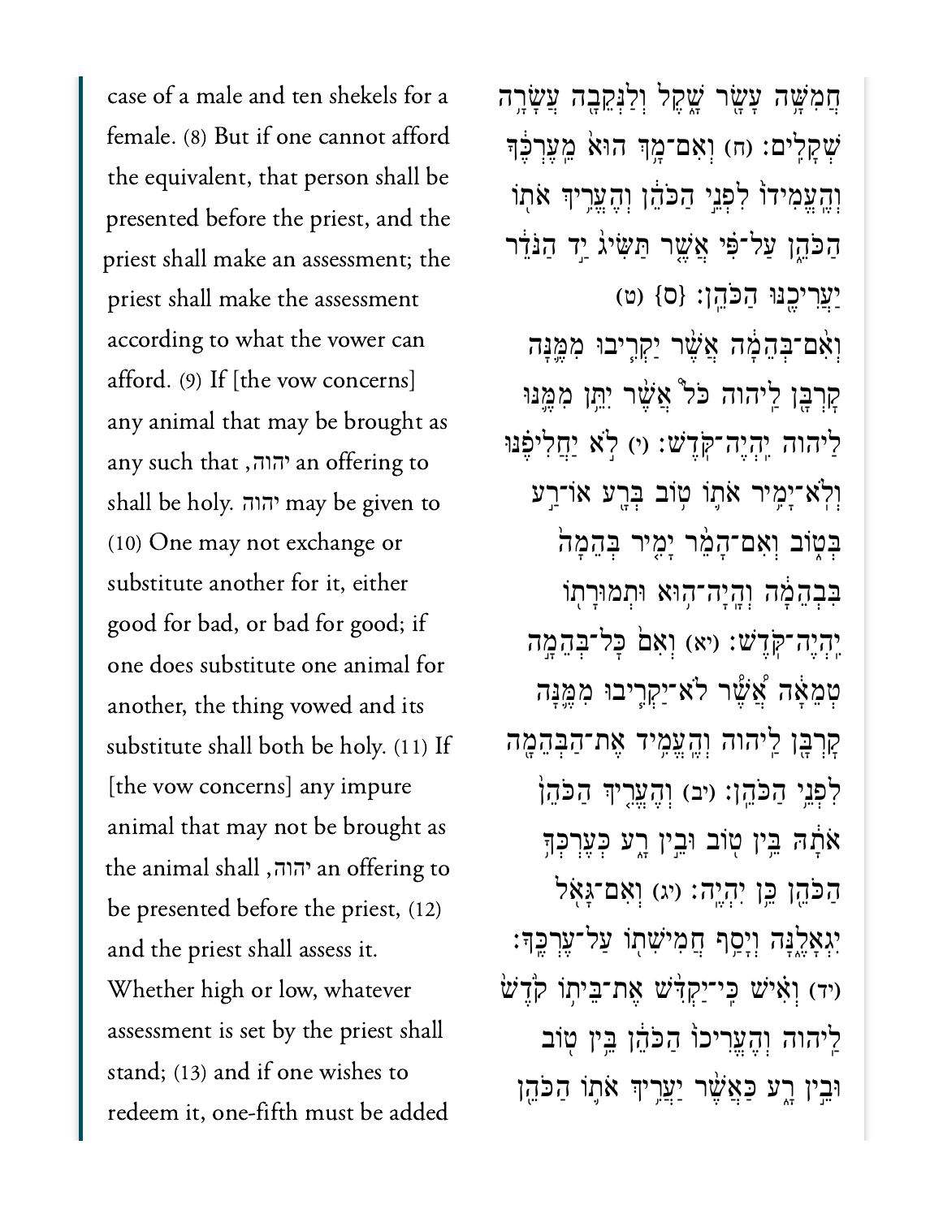case of a male and ten shekels for a female. (8) But if one cannot afford the equivalent, that person shall be presented before the priest, and the priest shall make an assessment; the priest shall make the assessment according to what the vower can afford. (9) If [the vow concerns] any animal that may be brought as an offering to יהוה, any such that may be given to יהוה shall be holy. (10) One may not exchange or substitute another for it, either good for bad, or bad for good; if one does substitute one animal for another, the thing vowed and its substitute shall both be holy. (11) If [the vow concerns] any impure animal that may not be brought as an offering to יהוה, the animal shall be presented before the priest, (12) and the priest shall assess it. Whether high or low, whatever assessment is set by the priest shall stand; (13) and if one wishes to redeem it, one-fifth must be added

חֲמִשָּׁ֥ה עָשָׂ֖ר שָׁ֑קֶל וְלַנְּקֵבָ֖ה עֲשָׂרָ֥ה שְׁקָלִֽים׃ (ח) וְאִם־מָ֥ךְ הוּא֙ מֵֽעֶרְכֶּ֔ךָ וְהֶֽעֱמִידוֹ֙ לִפְנֵ֣י הַכֹּהֵ֔ן וְהֶעֱרִ֥יךְ אֹת֖וֹ הַכֹּהֵ֑ן עַל־פִּ֗י אֲשֶׁ֤ר תַּשִּׂיג֙ יַ֣ד הַנֹּדֵ֔ר יַעֲרִיכֶ֖נּוּ הַכֹּהֵֽן׃ {ס} (ט) וְאִם־בְּהֵמָ֕ה אֲשֶׁ֨ר יַקְרִ֧יבוּ מִמֶּ֛נָּה קָרְבָּ֖ן לַֽיהוה כֹּל֩ אֲשֶׁ֨ר יִתֵּ֥ן מִמֶּ֛נּוּ לַֽיהוה יִֽהְיֶה־קֹּֽדֶשׁ׃ (י) לֹ֣א יַחֲלִיפֶ֗נּוּ וְלֹֽא־יָמִ֥יר אֹת֛וֹ ט֥וֹב בְּרָ֖ע אוֹ־רַ֣ע בְּט֑וֹב וְאִם־הָמֵ֨ר יָמִ֤יר בְּהֵמָה֙ בִּבְהֵמָ֔ה וְהָֽיָה־ה֥וּא וּתְמוּרָת֖וֹ יִֽהְיֶה־קֹּֽדֶשׁ׃ (יא) וְאִם֙ כׇּל־בְּהֵמָ֣ה טְמֵאָ֔ה אֲשֶׁ֛ר לֹא־יַקְרִ֧יבוּ מִמֶּ֛נָּה קָרְבָּ֖ן לַֽיהוה וְהֶעֱמִ֥יד אֶת־הַבְּהֵמָ֖ה לִפְנֵ֥י הַכֹּהֵֽן׃ (יב) וְהֶעֱרִ֤יךְ הַכֹּהֵן֙ אֹתָ֔הּ בֵּ֥ין ט֖וֹב וּבֵ֣ין רָ֑ע כְּעֶרְכְּךָ֥ הַכֹּהֵ֖ן כֵּ֥ן יִהְיֶֽה׃ (יג) וְאִם־גָּאֹ֖ל יִגְאָלֶ֑נָּה וְיָסַ֥ף חֲמִישִׁת֖וֹ עַל־עֶרְכֶּֽךָ׃ (יד) וְאִ֗ישׁ כִּֽי־יַקְדִּ֨שׁ אֶת־בֵּית֥וֹ קֹ֙דֶשׁ֙ לַֽיהוה וְהֶעֱרִיכוֹ֙ הַכֹּהֵ֔ן בֵּ֥ין ט֖וֹב וּבֵ֣ין רָ֑ע כַּאֲשֶׁ֨ר יַעֲרִ֥יךְ אֹת֛וֹ הַכֹּהֵ֖ן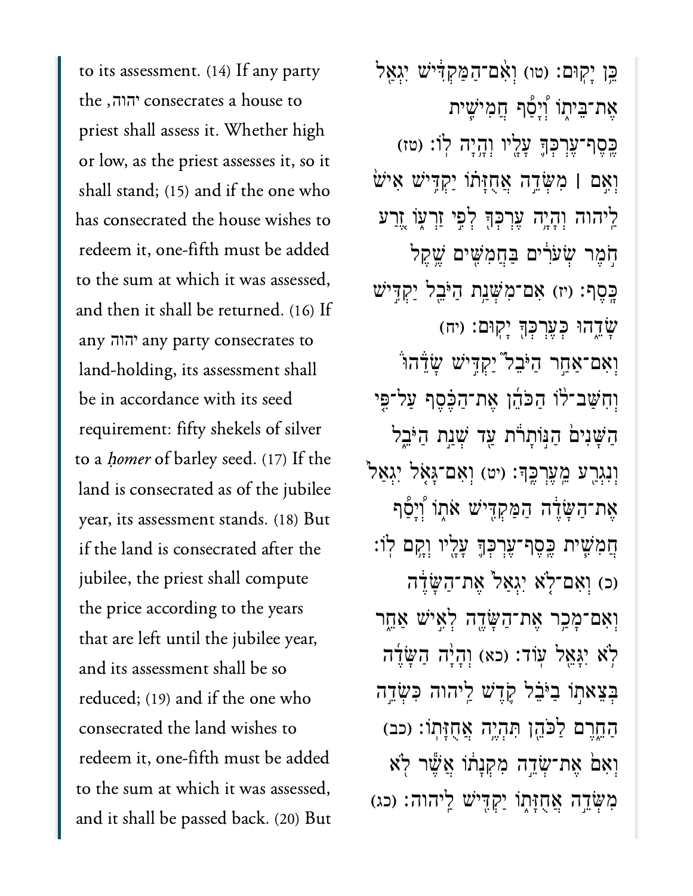to its assessment. (14) If any party consecrates a house to יהוה, the priest shall assess it. Whether high or low, as the priest assesses it, so it shall stand; (15) and if the one who has consecrated the house wishes to redeem it, one-fifth must be added to the sum at which it was assessed, and then it shall be returned. (16) If any party consecrates to יהוה any land-holding, its assessment shall be in accordance with its seed requirement: fifty shekels of silver to a *ḥomer* of barley seed. (17) If the land is consecrated as of the jubilee year, its assessment stands. (18) But if the land is consecrated after the jubilee, the priest shall compute the price according to the years that are left until the jubilee year, and its assessment shall be so reduced; (19) and if the one who consecrated the land wishes to redeem it, one-fifth must be added to the sum at which it was assessed, and it shall be passed back. (20) But

כֵּ֥ן יָקֽוּם׃ (טו) וְאִ֨ם־הַמַּקְדִּ֔ישׁ יִגְאַ֖ל אֶת־בֵּית֑וֹ וְ֠יָסַף חֲמִישִׁ֧ית כֶּֽסֶף־עֶרְכְּךָ֛ עָלָ֖יו וְהָ֥יָה לֽוֹ׃ (טז) וְאִ֣ם ׀ מִשְּׂדֵ֣ה אֲחֻזָּת֗וֹ יַקְדִּ֥ישׁ אִישׁ֙ לַיהוה וְהָיָ֥ה עֶרְכְּךָ֖ לְפִ֣י זַרְע֑וֹ זֶ֚רַע חֹ֣מֶר שְׂעֹרִ֔ים בַּחֲמִשִּׁ֖ים שֶׁ֥קֶל כָּֽסֶף׃ (יז) אִם־מִשְּׁנַ֥ת הַיֹּבֵ֖ל יַקְדִּ֣ישׁ שָׂדֵ֑הוּ כְּעֶרְכְּךָ֖ יָקֽוּם׃ (יח) וְאִם־אַחַ֣ר הַיֹּבֵל֮ יַקְדִּ֣ישׁ שָׂדֵהוּ֒ וְחִשַּׁב־ל֨וֹ הַכֹּהֵ֜ן אֶת־הַכֶּ֗סֶף עַל־פִּ֤י הַשָּׁנִים֙ הַנּ֣וֹתָרֹ֔ת עַ֖ד שְׁנַ֣ת הַיֹּבֵ֑ל וְנִגְרַ֖ע מֵעֶרְכֶּֽךָ׃ (יט) וְאִם־גָּאֹ֤ל יִגְאַל֙ אֶת־הַשָּׂדֶ֔ה הַמַּקְדִּ֖ישׁ אֹת֑וֹ וְ֠יָסַף חֲמִשִׁ֧ית כֶּֽסֶף־עֶרְכְּךָ֛ עָלָ֖יו וְקָ֥ם לֽוֹ׃ (כ) וְאִם־לֹ֤א יִגְאַל֙ אֶת־הַשָּׂדֶ֔ה וְאִם־מָכַ֥ר אֶת־הַשָּׂדֶ֖ה לְאִ֣ישׁ אַחֵ֑ר לֹ֥א יִגָּאֵ֖ל עֽוֹד׃ (כא) וְהָיָ֨ה הַשָּׂדֶ֜ה בְּצֵאת֣וֹ בַיֹּבֵ֗ל קֹ֛דֶשׁ לַיהוה כִּשְׂדֵ֣ה הַחֵ֑רֶם לַכֹּהֵ֖ן תִּהְיֶ֥ה אֲחֻזָּתֽוֹ׃ (כב) וְאִם֙ אֶת־שְׂדֵ֣ה מִקְנָת֔וֹ אֲשֶׁ֕ר לֹ֖א מִשְּׂדֵ֣ה אֲחֻזָּת֑וֹ יַקְדִּ֖ישׁ לַיהוה׃ (כג)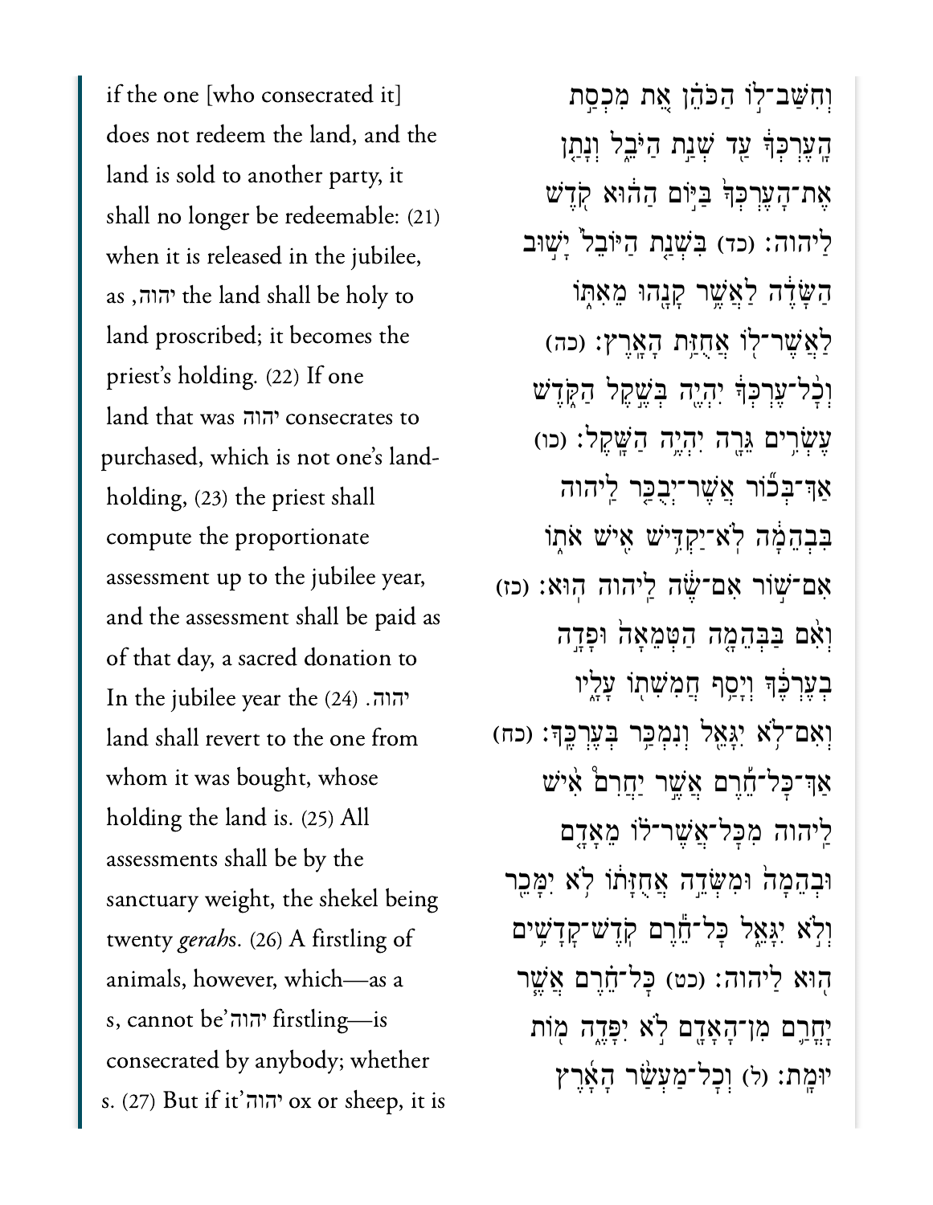if the one [who consecrated it] does not redeem the land, and the land is sold to another party, it shall no longer be redeemable: (21) when it is released in the jubilee, the land shall be holy to יהוה, as land proscribed; it becomes the priest's holding. (22) If one consecrates to יהוה land that was purchased, which is not one's land-holding, (23) the priest shall compute the proportionate assessment up to the jubilee year, and the assessment shall be paid as of that day, a sacred donation to יהוה. (24) In the jubilee year the land shall revert to the one from whom it was bought, whose holding the land is. (25) All assessments shall be by the sanctuary weight, the shekel being twenty *gerah*s. (26) A firstling of animals, however, which—as a firstling—is יהוה's, cannot be consecrated by anybody; whether ox or sheep, it is יהוה's. (27) But if it

וְחִשַּׁב־לוֹ הַכֹּהֵן אֵת מִכְסַת הָעֶרְכְּךָ עַד שְׁנַת הַיֹּבֵל וְנָתַן אֶת־הָעֶרְכְּךָ בַּיּוֹם הַהוּא קֹדֶשׁ לַיהוה׃ (כד) בִּשְׁנַת הַיּוֹבֵל יָשׁוּב הַשָּׂדֶה לַאֲשֶׁר קָנָהוּ מֵאִתּוֹ לַאֲשֶׁר־לוֹ אֲחֻזַּת הָאָרֶץ׃ (כה) וְכָל־עֶרְכְּךָ יִהְיֶה בְּשֶׁקֶל הַקֹּדֶשׁ עֶשְׂרִים גֵּרָה יִהְיֶה הַשָּׁקֶל׃ (כו) אַךְ־בְּכוֹר אֲשֶׁר־יְבֻכַּר לַיהוה בִּבְהֵמָה לֹא־יַקְדִּישׁ אִישׁ אֹתוֹ אִם־שׁוֹר אִם־שֶׂה לַיהוה הוּא׃ (כז) וְאִם בַּבְּהֵמָה הַטְּמֵאָה וּפָדָה בְעֶרְכֶּךָ וְיָסַף חֲמִשִׁתוֹ עָלָיו וְאִם־לֹא יִגָּאֵל וְנִמְכַּר בְּעֶרְכֶּךָ׃ (כח) אַךְ־כָּל־חֵרֶם אֲשֶׁר יַחֲרִם אִישׁ לַיהוה מִכָּל־אֲשֶׁר־לוֹ מֵאָדָם וּבְהֵמָה וּמִשְּׂדֵה אֲחֻזָּתוֹ לֹא יִמָּכֵר וְלֹא יִגָּאֵל כָּל־חֵרֶם קֹדֶשׁ־קָדָשִׁים הוּא לַיהוה׃ (כט) כָּל־חֵרֶם אֲשֶׁר יָחֳרַם מִן־הָאָדָם לֹא יִפָּדֶה מוֹת יוּמָת׃ (ל) וְכָל־מַעְשַׂר הָאָרֶץ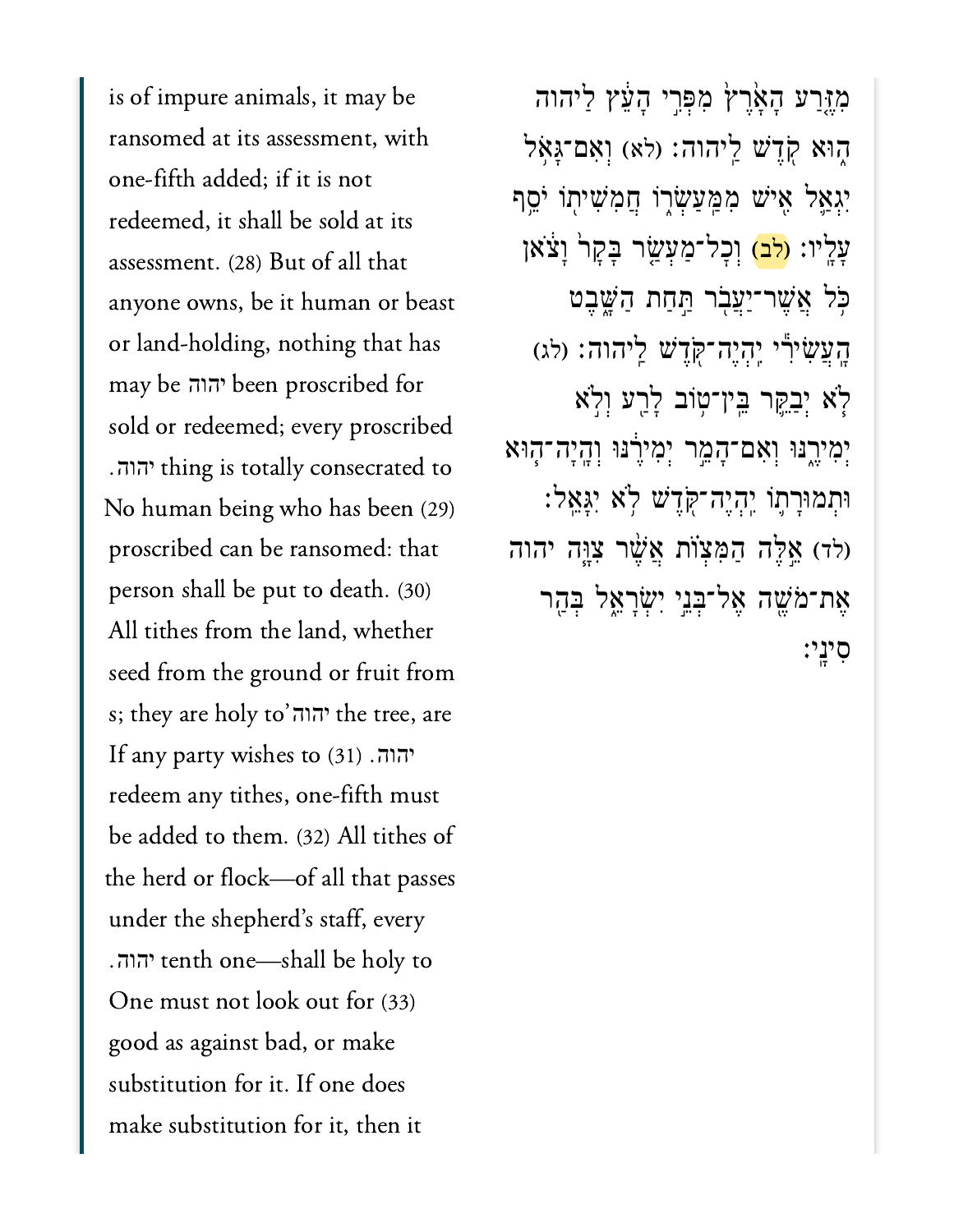is of impure animals, it may be ransomed at its assessment, with one-fifth added; if it is not redeemed, it shall be sold at its assessment. (28) But of all that anyone owns, be it human or beast or land-holding, nothing that has been proscribed for יהוה may be sold or redeemed; every proscribed thing is totally consecrated to יהוה. (29) No human being who has been proscribed can be ransomed: that person shall be put to death. (30) All tithes from the land, whether seed from the ground or fruit from the tree, are יהוה's; they are holy to יהוה. (31) If any party wishes to redeem any tithes, one-fifth must be added to them. (32) All tithes of the herd or flock—of all that passes under the shepherd's staff, every tenth one—shall be holy to יהוה. (33) One must not look out for good as against bad, or make substitution for it. If one does make substitution for it, then it

מִזֶּ֤רַע הָאָ֙רֶץ֙ מִפְּרִ֣י הָעֵ֔ץ לַיהוה ה֑וּא קֹ֖דֶשׁ לַיהוה׃ (לא) וְאִם־גָּאֹ֥ל יִגְאַ֛ל אִ֖ישׁ מִמַּעַשְׂר֑וֹ חֲמִשִׁית֖וֹ יֹסֵ֥ף עָלָֽיו׃ (לב) וְכָל־מַעְשַׂ֤ר בָּקָר֙ וָצֹ֔אן כֹּ֥ל אֲשֶׁר־יַעֲבֹ֖ר תַּ֣חַת הַשָּׁ֑בֶט הָֽעֲשִׂירִ֕י יִֽהְיֶה־קֹּ֖דֶשׁ לַיהוה׃ (לג) לֹ֧א יְבַקֵּ֛ר בֵּֽין־ט֥וֹב לָרַ֖ע וְלֹ֣א יְמִירֶ֑נּוּ וְאִם־הָמֵ֣ר יְמִירֶ֔נּוּ וְהָֽיָה־ה֧וּא וּתְמוּרָת֛וֹ יִֽהְיֶה־קֹּ֖דֶשׁ לֹ֥א יִגָּאֵֽל׃ (לד) אֵ֣לֶּה הַמִּצְוֺ֗ת אֲשֶׁ֨ר צִוָּ֧ה יהוה אֶת־מֹשֶׁ֖ה אֶל־בְּנֵ֣י יִשְׂרָאֵ֑ל בְּהַ֖ר סִינָֽי׃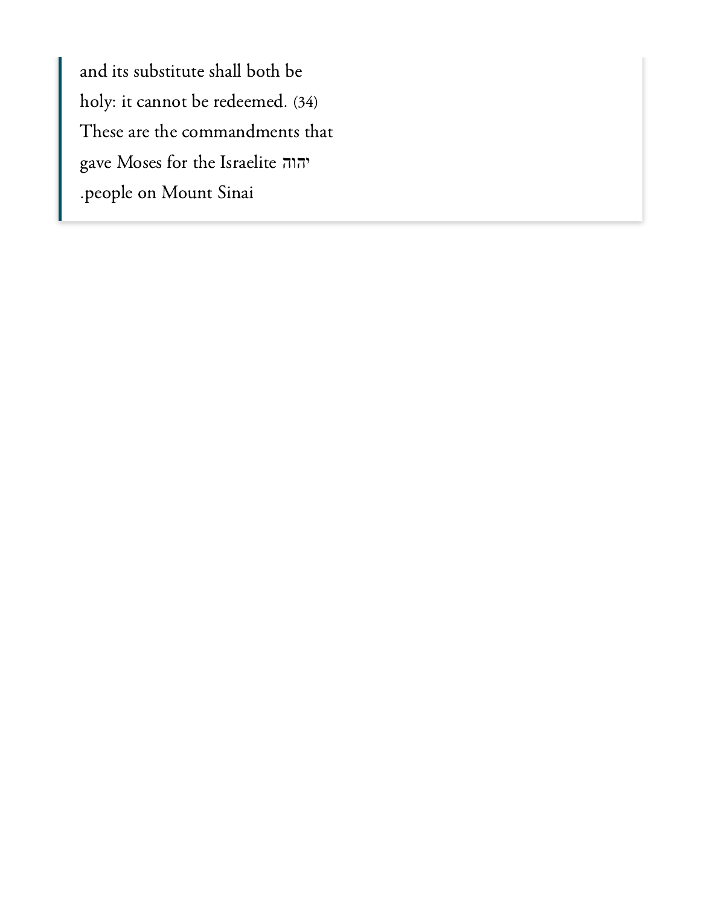> and its substitute shall both be holy: it cannot be redeemed. (34) These are the commandments that יהוה gave Moses for the Israelite people on Mount Sinai.